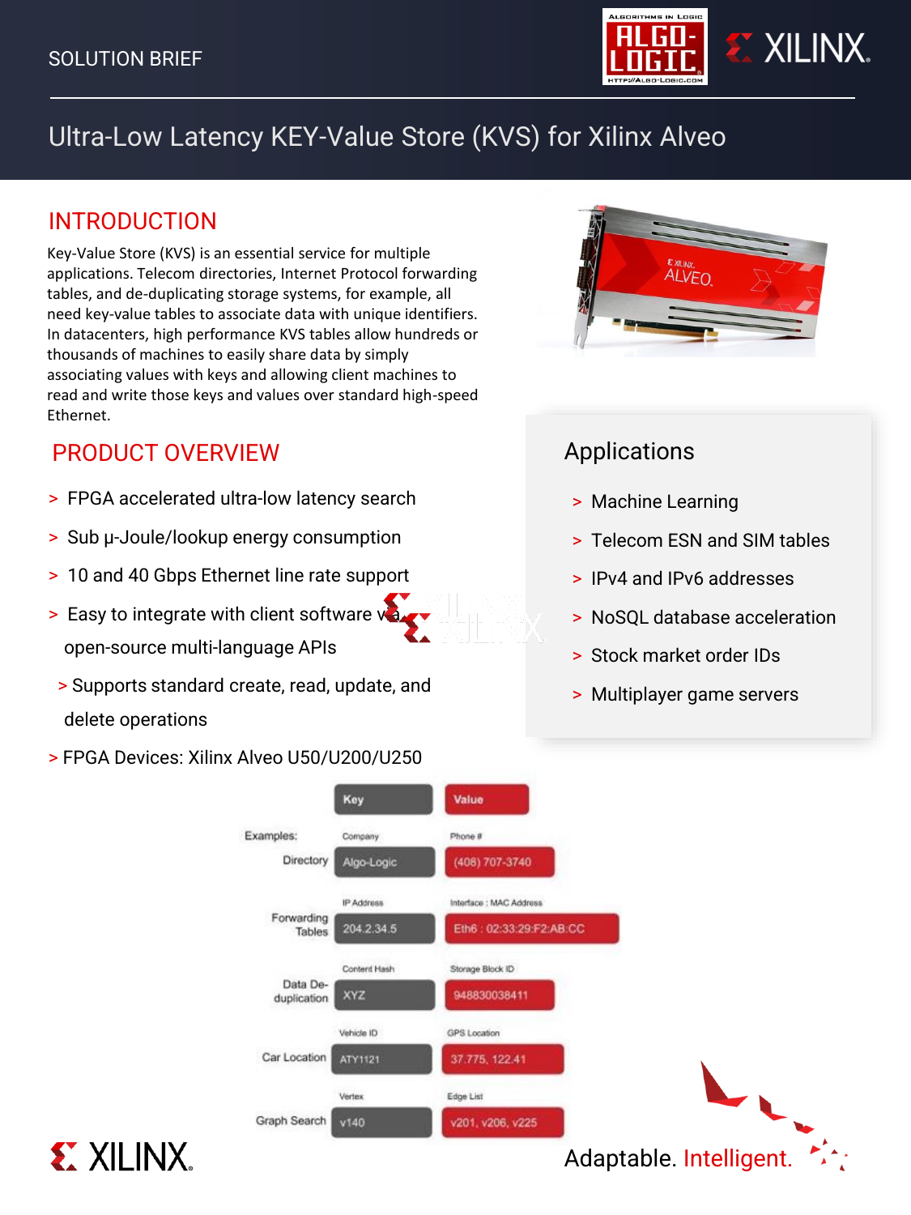SOLUTION BRIEF

# Ultra-Low Latency KEY-Value Store (KVS) for Xilinx Alveo

## INTRODUCTION

Key-Value Store (KVS) is an essential service for multiple applications. Telecom directories, Internet Protocol forwarding tables, and de-duplicating storage systems, for example, all need key-value tables to associate data with unique identifiers. In datacenters, high performance KVS tables allow hundreds or thousands of machines to easily share data by simply associating values with keys and allowing client machines to read and write those keys and values over standard high-speed Ethernet.

## PRODUCT OVERVIEW

> FPGA accelerated ultra-low latency search

> Sub μ-Joule/lookup energy consumption

> 10 and 40 Gbps Ethernet line rate support

> Easy to integrate with client software via open-source multi-language APIs

> Supports standard create, read, update, and delete operations

> FPGA Devices: Xilinx Alveo U50/U200/U250

## Applications

> Machine Learning

> Telecom ESN and SIM tables

> IPv4 and IPv6 addresses

> NoSQL database acceleration

> Stock market order IDs

> Multiplayer game servers

| Examples: | Key | Value |
|---|---|---|
| Directory | Company: Algo-Logic | Phone #: (408) 707-3740 |
| Forwarding Tables | IP Address: 204.2.34.5 | Interface : MAC Address: Eth6 : 02:33:29:F2:AB:CC |
| Data De-duplication | Content Hash: XYZ | Storage Block ID: 948830038411 |
| Car Location | Vehicle ID: ATY1121 | GPS Location: 37.775, 122.41 |
| Graph Search | Vertex: v140 | Edge List: v201, v206, v225 |

Adaptable. Intelligent.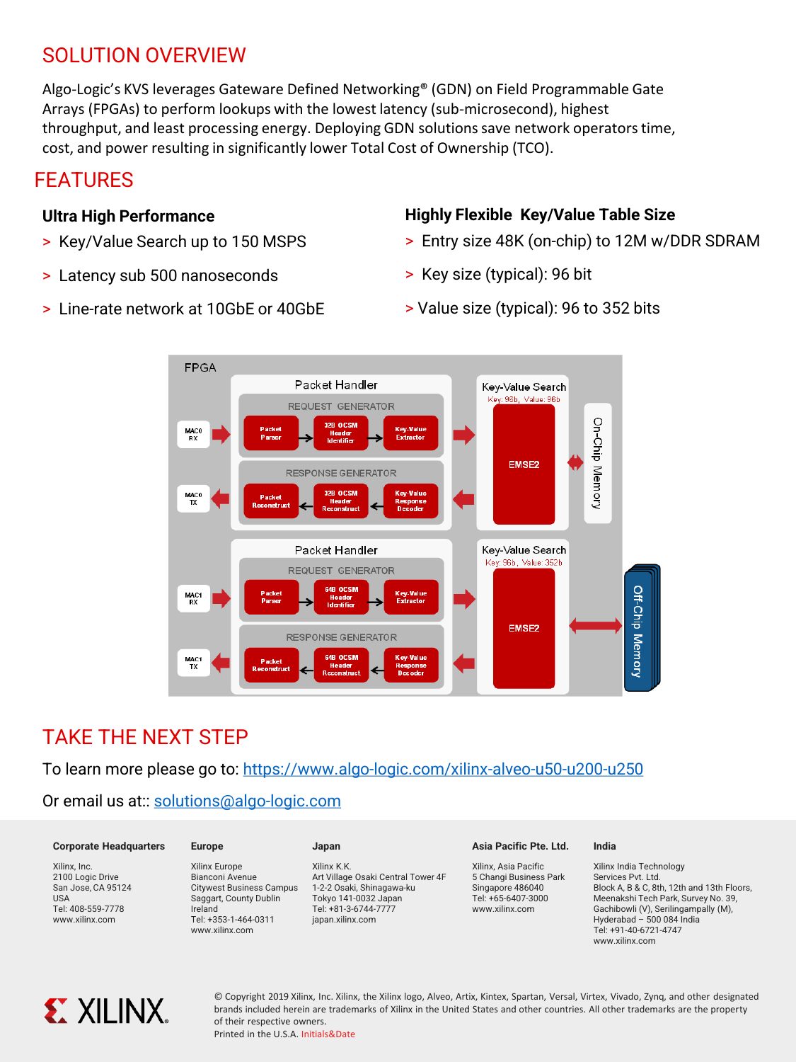## SOLUTION OVERVIEW

Algo-Logic's KVS leverages Gateware Defined Networking® (GDN) on Field Programmable Gate Arrays (FPGAs) to perform lookups with the lowest latency (sub-microsecond), highest throughput, and least processing energy. Deploying GDN solutions save network operators time, cost, and power resulting in significantly lower Total Cost of Ownership (TCO).

## FEATURES

### Ultra High Performance

> Key/Value Search up to 150 MSPS

> Latency sub 500 nanoseconds

> Line-rate network at 10GbE or 40GbE

### Highly Flexible Key/Value Table Size

> Entry size 48K (on-chip) to 12M w/DDR SDRAM

> Key size (typical): 96 bit

> Value size (typical): 96 to 352 bits

FPGA

Packet Handler

REQUEST GENERATOR

MAC0 RX

Packet Parser

32B OCSM Header Identifier

Key-Value Extractor

RESPONSE GENERATOR

MAC0 TX

Packet Reconstruct

32B OCSM Header Reconstruct

Key-Value Response Decoder

Key-Value Search

Key: 96b, Value: 96b

EMSE2

On-Chip Memory

Packet Handler

REQUEST GENERATOR

MAC1 RX

Packet Parser

64B OCSM Header Identifier

Key-Value Extractor

RESPONSE GENERATOR

MAC1 TX

Packet Reconstruct

64B OCSM Header Reconstruct

Key-Value Response Decoder

Key-Value Search

Key: 96b, Value: 352b

EMSE2

Off-Chip Memory

## TAKE THE NEXT STEP

To learn more please go to: https://www.algo-logic.com/xilinx-alveo-u50-u200-u250

Or email us at:: solutions@algo-logic.com

**Corporate Headquarters**

Xilinx, Inc.
2100 Logic Drive
San Jose, CA 95124
USA
Tel: 408-559-7778
www.xilinx.com

**Europe**

Xilinx Europe
Bianconi Avenue
Citywest Business Campus
Saggart, County Dublin
Ireland
Tel: +353-1-464-0311
www.xilinx.com

**Japan**

Xilinx K.K.
Art Village Osaki Central Tower 4F
1-2-2 Osaki, Shinagawa-ku
Tokyo 141-0032 Japan
Tel: +81-3-6744-7777
japan.xilinx.com

**Asia Pacific Pte. Ltd.**

Xilinx, Asia Pacific
5 Changi Business Park
Singapore 486040
Tel: +65-6407-3000
www.xilinx.com

**India**

Xilinx India Technology Services Pvt. Ltd.
Block A, B & C, 8th, 12th and 13th Floors,
Meenakshi Tech Park, Survey No. 39,
Gachibowli (V), Serilingampally (M),
Hyderabad – 500 084 India
Tel: +91-40-6721-4747
www.xilinx.com

XILINX.

© Copyright 2019 Xilinx, Inc. Xilinx, the Xilinx logo, Alveo, Artix, Kintex, Spartan, Versal, Virtex, Vivado, Zynq, and other designated brands included herein are trademarks of Xilinx in the United States and other countries. All other trademarks are the property of their respective owners.
Printed in the U.S.A. Initials&Date